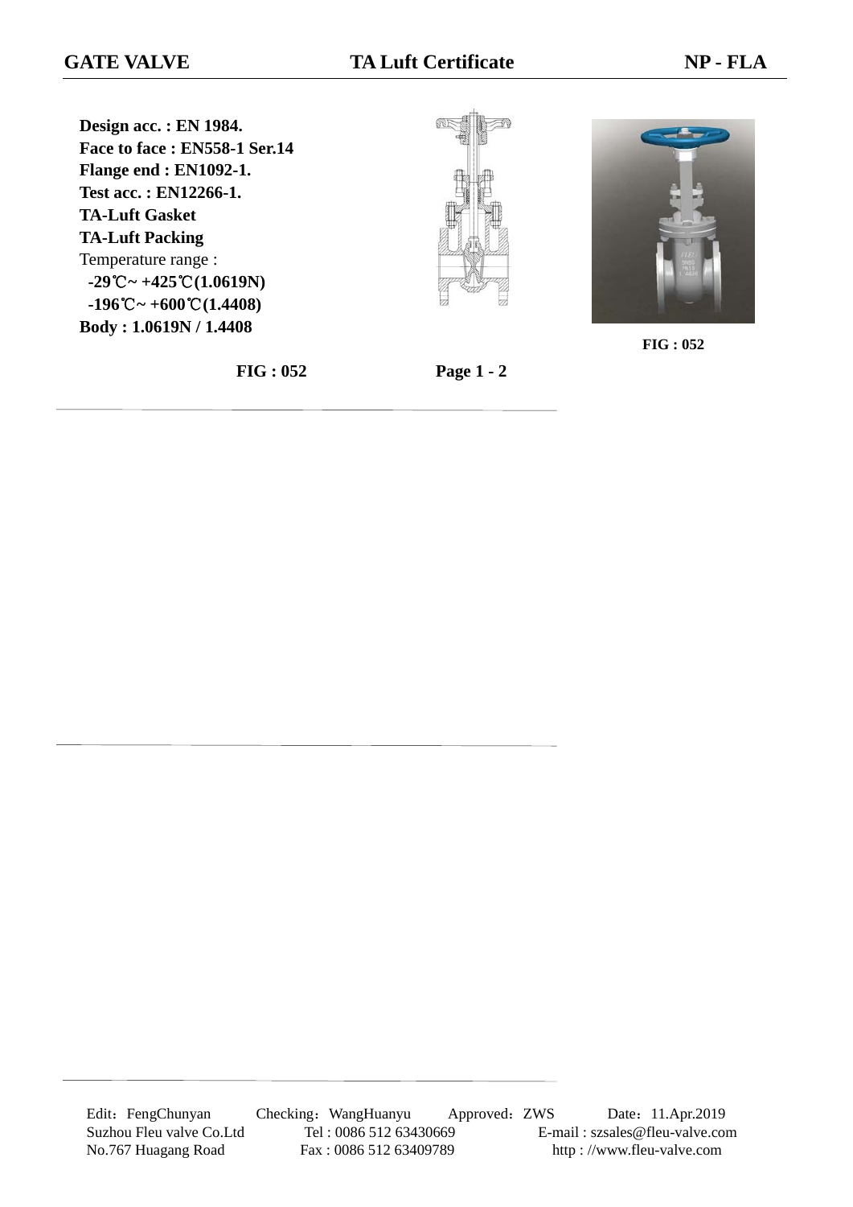# GATE VALVE — TA Luft Certificate — NP - FLA

**Design acc. : EN 1984.**
**Face to face : EN558-1 Ser.14**
**Flange end : EN1092-1.**
**Test acc. : EN12266-1.**
**TA-Luft Gasket**
**TA-Luft Packing**
Temperature range :
**-29℃~ +425℃(1.0619N)**
**-196℃~ +600℃(1.4408)**
**Body : 1.0619N / 1.4408**

**FIG : 052**

**FIG : 052**

**Page 1 - 2**

Edit：FengChunyan　Checking：WangHuanyu　Approved：ZWS　Date：11.Apr.2019
Suzhou Fleu valve Co.Ltd　Tel : 0086 512 63430669　E-mail : szsales@fleu-valve.com
No.767 Huagang Road　Fax : 0086 512 63409789　http : //www.fleu-valve.com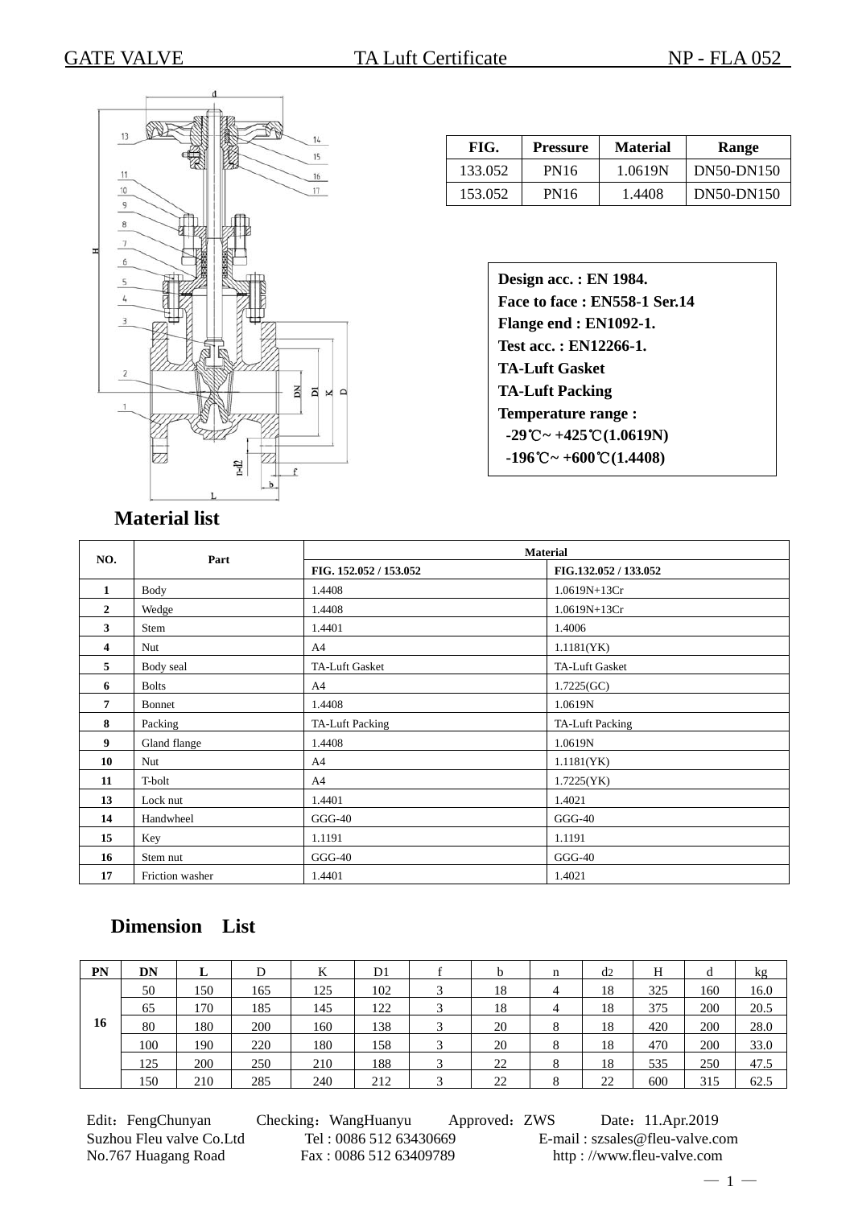GATE VALVE TA Luft Certificate NP - FLA 052

| FIG. | Pressure | Material | Range |
|---|---|---|---|
| 133.052 | PN16 | 1.0619N | DN50-DN150 |
| 153.052 | PN16 | 1.4408 | DN50-DN150 |

**Design acc. : EN 1984.**
**Face to face : EN558-1 Ser.14**
**Flange end : EN1092-1.**
**Test acc. : EN12266-1.**
**TA-Luft Gasket**
**TA-Luft Packing**
**Temperature range :**
**-29℃~ +425℃(1.0619N)**
**-196℃~ +600℃(1.4408)**

## Material list

| NO. | Part | Material | |
|---|---|---|---|
| | | FIG. 152.052 / 153.052 | FIG.132.052 / 133.052 |
| 1 | Body | 1.4408 | 1.0619N+13Cr |
| 2 | Wedge | 1.4408 | 1.0619N+13Cr |
| 3 | Stem | 1.4401 | 1.4006 |
| 4 | Nut | A4 | 1.1181(YK) |
| 5 | Body seal | TA-Luft Gasket | TA-Luft Gasket |
| 6 | Bolts | A4 | 1.7225(GC) |
| 7 | Bonnet | 1.4408 | 1.0619N |
| 8 | Packing | TA-Luft Packing | TA-Luft Packing |
| 9 | Gland flange | 1.4408 | 1.0619N |
| 10 | Nut | A4 | 1.1181(YK) |
| 11 | T-bolt | A4 | 1.7225(YK) |
| 13 | Lock nut | 1.4401 | 1.4021 |
| 14 | Handwheel | GGG-40 | GGG-40 |
| 15 | Key | 1.1191 | 1.1191 |
| 16 | Stem nut | GGG-40 | GGG-40 |
| 17 | Friction washer | 1.4401 | 1.4021 |

## Dimension List

| PN | DN | L | D | K | D1 | f | b | n | d2 | H | d | kg |
|---|---|---|---|---|---|---|---|---|---|---|---|---|
| 16 | 50 | 150 | 165 | 125 | 102 | 3 | 18 | 4 | 18 | 325 | 160 | 16.0 |
| | 65 | 170 | 185 | 145 | 122 | 3 | 18 | 4 | 18 | 375 | 200 | 20.5 |
| | 80 | 180 | 200 | 160 | 138 | 3 | 20 | 8 | 18 | 420 | 200 | 28.0 |
| | 100 | 190 | 220 | 180 | 158 | 3 | 20 | 8 | 18 | 470 | 200 | 33.0 |
| | 125 | 200 | 250 | 210 | 188 | 3 | 22 | 8 | 18 | 535 | 250 | 47.5 |
| | 150 | 210 | 285 | 240 | 212 | 3 | 22 | 8 | 22 | 600 | 315 | 62.5 |

Edit：FengChunyan Checking：WangHuanyu Approved：ZWS Date：11.Apr.2019
Suzhou Fleu valve Co.Ltd Tel : 0086 512 63430669 E-mail : szsales@fleu-valve.com
No.767 Huagang Road Fax : 0086 512 63409789 http : //www.fleu-valve.com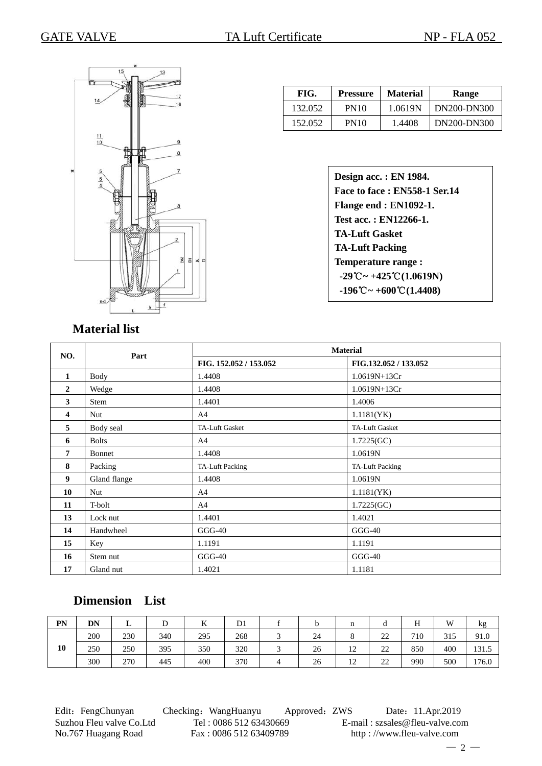GATE VALVE TA Luft Certificate NP - FLA 052

15 13 14 17 16 11 10 9 8 5 6 4 7 3 2 1 H W DN D1 K D n-d L b f

| FIG. | Pressure | Material | Range |
| --- | --- | --- | --- |
| 132.052 | PN10 | 1.0619N | DN200-DN300 |
| 152.052 | PN10 | 1.4408 | DN200-DN300 |

**Design acc. : EN 1984.**
**Face to face : EN558-1 Ser.14**
**Flange end : EN1092-1.**
**Test acc. : EN12266-1.**
**TA-Luft Gasket**
**TA-Luft Packing**
**Temperature range :**
**-29℃~ +425℃(1.0619N)**
**-196℃~ +600℃(1.4408)**

## Material list

| NO. | Part | Material | |
| --- | --- | --- | --- |
| | | FIG. 152.052 / 153.052 | FIG.132.052 / 133.052 |
| **1** | Body | 1.4408 | 1.0619N+13Cr |
| **2** | Wedge | 1.4408 | 1.0619N+13Cr |
| **3** | Stem | 1.4401 | 1.4006 |
| **4** | Nut | A4 | 1.1181(YK) |
| **5** | Body seal | TA-Luft Gasket | TA-Luft Gasket |
| **6** | Bolts | A4 | 1.7225(GC) |
| **7** | Bonnet | 1.4408 | 1.0619N |
| **8** | Packing | TA-Luft Packing | TA-Luft Packing |
| **9** | Gland flange | 1.4408 | 1.0619N |
| **10** | Nut | A4 | 1.1181(YK) |
| **11** | T-bolt | A4 | 1.7225(GC) |
| **13** | Lock nut | 1.4401 | 1.4021 |
| **14** | Handwheel | GGG-40 | GGG-40 |
| **15** | Key | 1.1191 | 1.1191 |
| **16** | Stem nut | GGG-40 | GGG-40 |
| **17** | Gland nut | 1.4021 | 1.1181 |

## Dimension List

| PN | DN | L | D | K | D1 | f | b | n | d | H | W | kg |
| --- | --- | --- | --- | --- | --- | --- | --- | --- | --- | --- | --- | --- |
| **10** | 200 | 230 | 340 | 295 | 268 | 3 | 24 | 8 | 22 | 710 | 315 | 91.0 |
| | 250 | 250 | 395 | 350 | 320 | 3 | 26 | 12 | 22 | 850 | 400 | 131.5 |
| | 300 | 270 | 445 | 400 | 370 | 4 | 26 | 12 | 22 | 990 | 500 | 176.0 |

Edit：FengChunyan Checking：WangHuanyu Approved：ZWS Date：11.Apr.2019
Suzhou Fleu valve Co.Ltd Tel : 0086 512 63430669 E-mail : szsales@fleu-valve.com
No.767 Huagang Road Fax : 0086 512 63409789 http : //www.fleu-valve.com